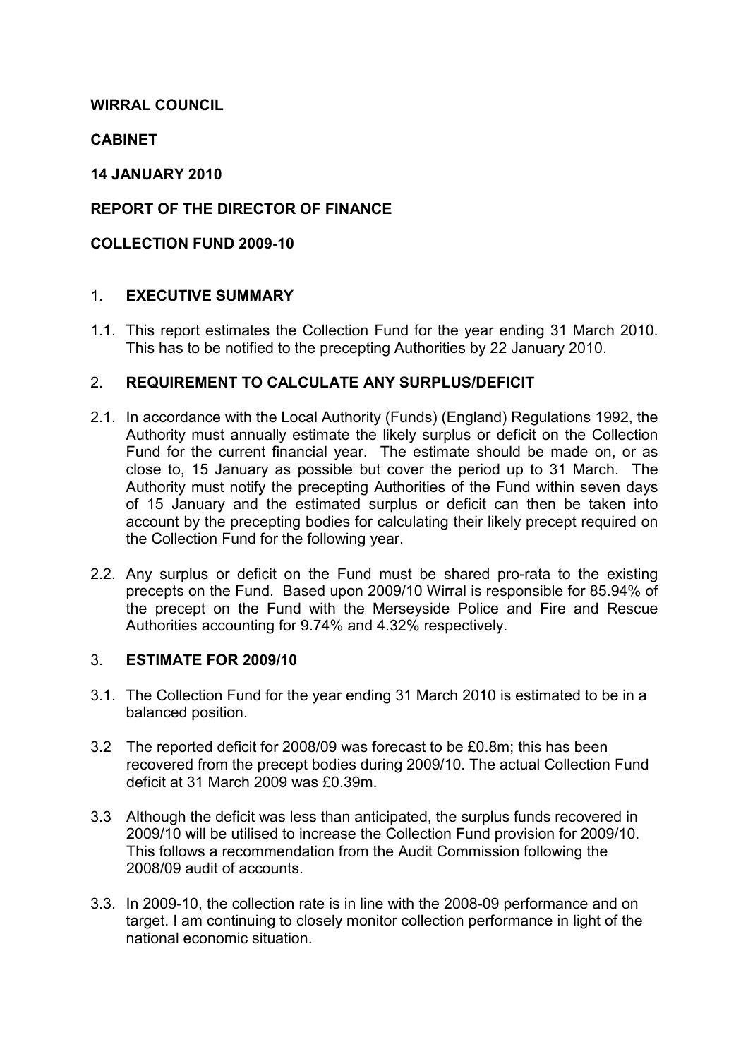**WIRRAL COUNCIL**

**CABINET**

**14 JANUARY 2010**

**REPORT OF THE DIRECTOR OF FINANCE**

**COLLECTION FUND 2009-10**

## 1. EXECUTIVE SUMMARY

1.1. This report estimates the Collection Fund for the year ending 31 March 2010. This has to be notified to the precepting Authorities by 22 January 2010.

## 2. REQUIREMENT TO CALCULATE ANY SURPLUS/DEFICIT

2.1. In accordance with the Local Authority (Funds) (England) Regulations 1992, the Authority must annually estimate the likely surplus or deficit on the Collection Fund for the current financial year. The estimate should be made on, or as close to, 15 January as possible but cover the period up to 31 March. The Authority must notify the precepting Authorities of the Fund within seven days of 15 January and the estimated surplus or deficit can then be taken into account by the precepting bodies for calculating their likely precept required on the Collection Fund for the following year.

2.2. Any surplus or deficit on the Fund must be shared pro-rata to the existing precepts on the Fund. Based upon 2009/10 Wirral is responsible for 85.94% of the precept on the Fund with the Merseyside Police and Fire and Rescue Authorities accounting for 9.74% and 4.32% respectively.

## 3. ESTIMATE FOR 2009/10

3.1. The Collection Fund for the year ending 31 March 2010 is estimated to be in a balanced position.

3.2 The reported deficit for 2008/09 was forecast to be £0.8m; this has been recovered from the precept bodies during 2009/10. The actual Collection Fund deficit at 31 March 2009 was £0.39m.

3.3 Although the deficit was less than anticipated, the surplus funds recovered in 2009/10 will be utilised to increase the Collection Fund provision for 2009/10. This follows a recommendation from the Audit Commission following the 2008/09 audit of accounts.

3.3. In 2009-10, the collection rate is in line with the 2008-09 performance and on target. I am continuing to closely monitor collection performance in light of the national economic situation.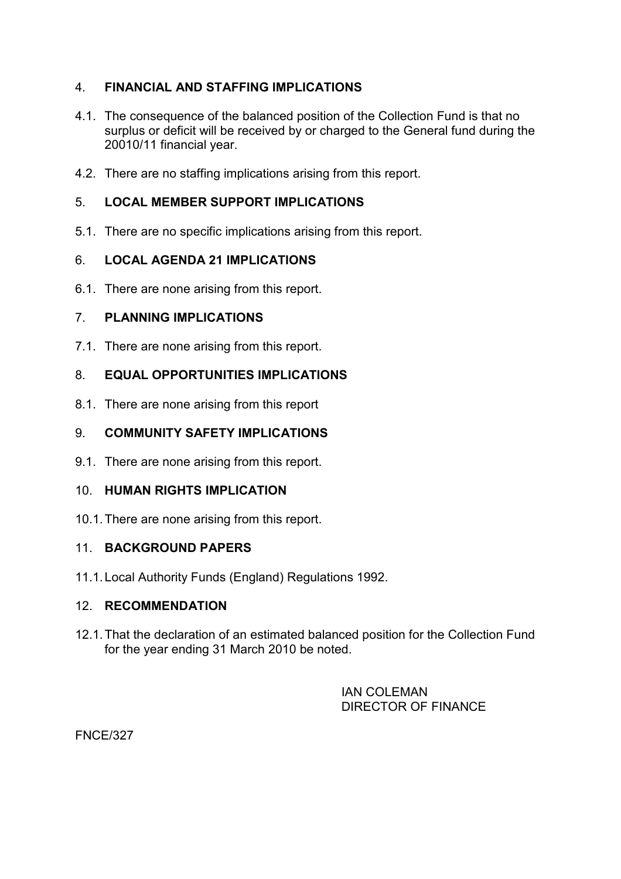## 4. FINANCIAL AND STAFFING IMPLICATIONS

4.1. The consequence of the balanced position of the Collection Fund is that no surplus or deficit will be received by or charged to the General fund during the 20010/11 financial year.

4.2. There are no staffing implications arising from this report.

## 5. LOCAL MEMBER SUPPORT IMPLICATIONS

5.1. There are no specific implications arising from this report.

## 6. LOCAL AGENDA 21 IMPLICATIONS

6.1. There are none arising from this report.

## 7. PLANNING IMPLICATIONS

7.1. There are none arising from this report.

## 8. EQUAL OPPORTUNITIES IMPLICATIONS

8.1. There are none arising from this report

## 9. COMMUNITY SAFETY IMPLICATIONS

9.1. There are none arising from this report.

## 10. HUMAN RIGHTS IMPLICATION

10.1. There are none arising from this report.

## 11. BACKGROUND PAPERS

11.1. Local Authority Funds (England) Regulations 1992.

## 12. RECOMMENDATION

12.1. That the declaration of an estimated balanced position for the Collection Fund for the year ending 31 March 2010 be noted.

IAN COLEMAN
DIRECTOR OF FINANCE

FNCE/327